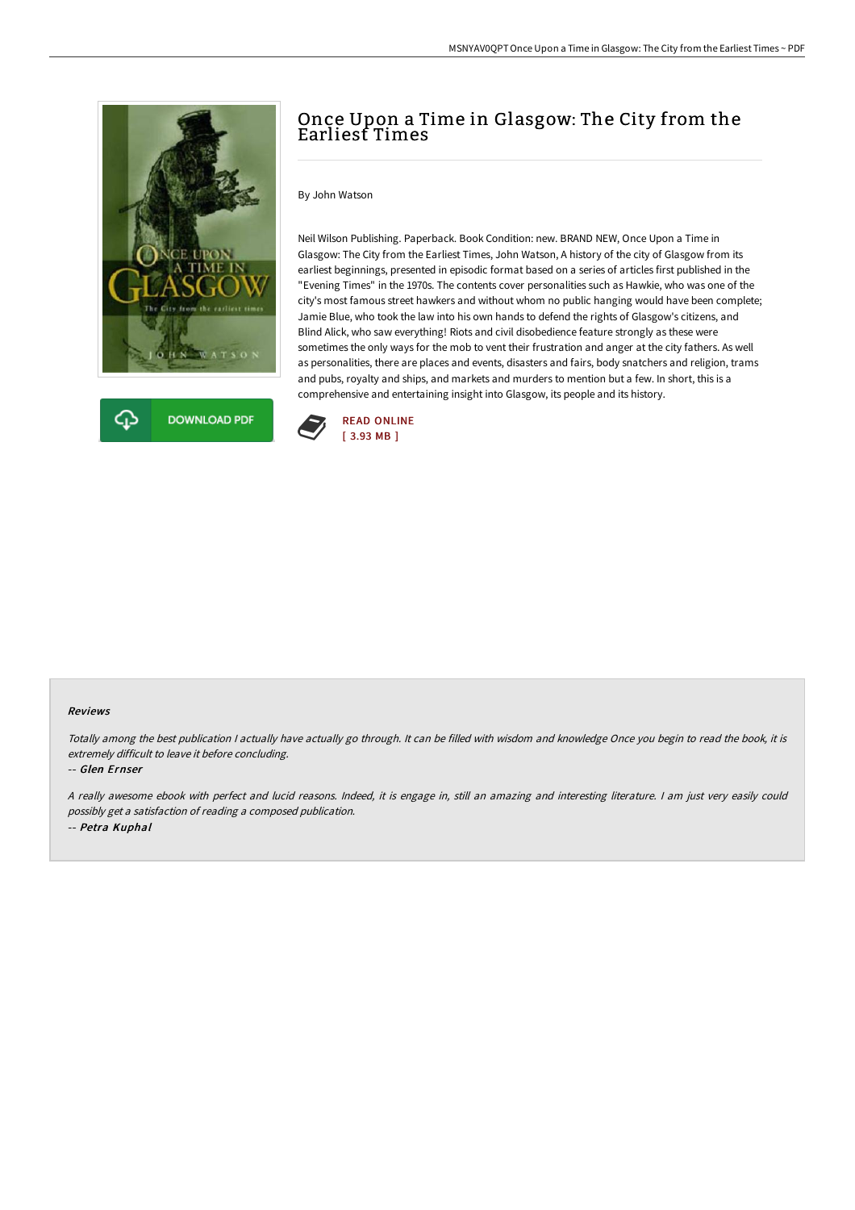# Once Upon a Time in Glasgow: The City from the Earliest Times

By John Watson

Neil Wilson Publishing. Paperback. Book Condition: new. BRAND NEW, Once Upon a Time in Glasgow: The City from the Earliest Times, John Watson, A history of the city of Glasgow from its earliest beginnings, presented in episodic format based on a series of articles first published in the "Evening Times" in the 1970s. The contents cover personalities such as Hawkie, who was one of the city's most famous street hawkers and without whom no public hanging would have been complete; Jamie Blue, who took the law into his own hands to defend the rights of Glasgow's citizens, and Blind Alick, who saw everything! Riots and civil disobedience feature strongly as these were sometimes the only ways for the mob to vent their frustration and anger at the city fathers. As well as personalities, there are places and events, disasters and fairs, body snatchers and religion, trams and pubs, royalty and ships, and markets and murders to mention but a few. In short, this is a comprehensive and entertaining insight into Glasgow, its people and its history.

DOWNLOAD PDF

READ ONLINE
[ 3.93 MB ]

#### Reviews

*Totally among the best publication I actually have actually go through. It can be filled with wisdom and knowledge Once you begin to read the book, it is extremely difficult to leave it before concluding.*

-- *Glen Ernser*

*A really awesome ebook with perfect and lucid reasons. Indeed, it is engage in, still an amazing and interesting literature. I am just very easily could possibly get a satisfaction of reading a composed publication.*

-- *Petra Kuphal*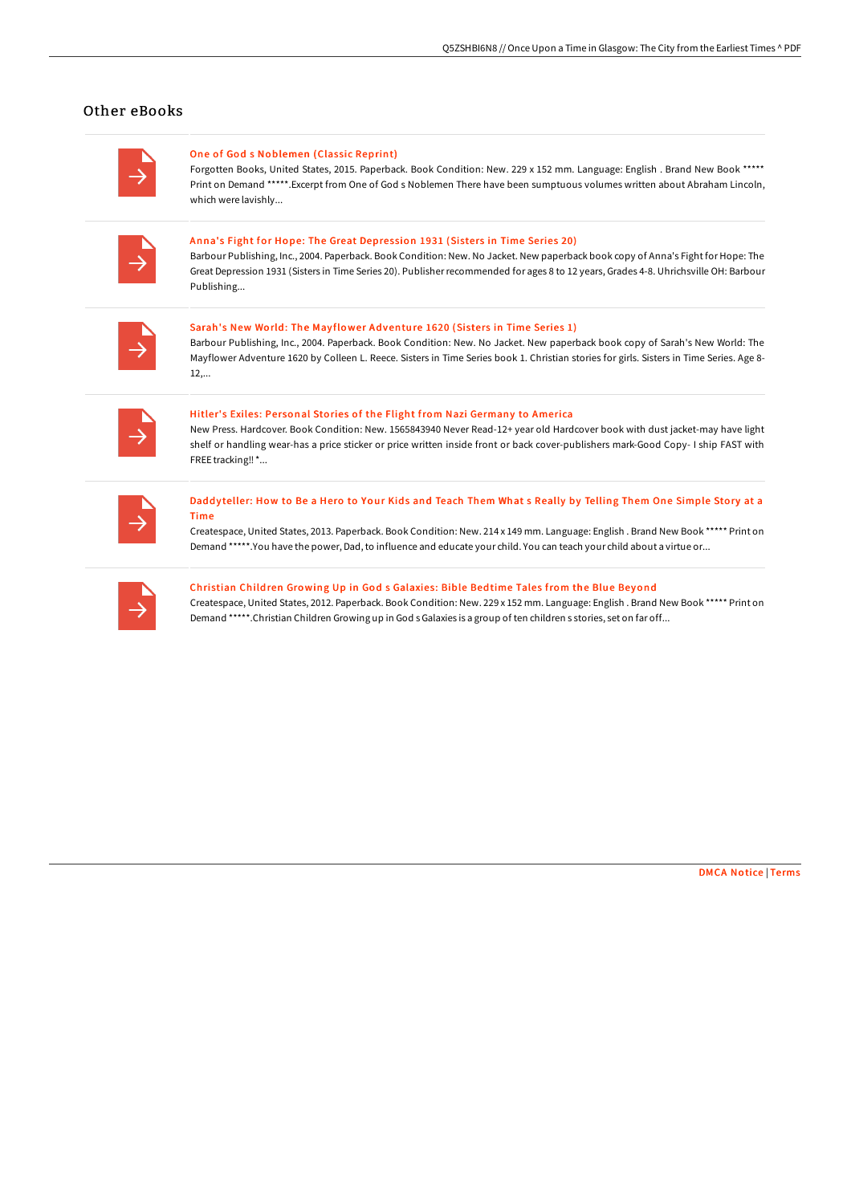## Other eBooks

### One of God s Noblemen (Classic Reprint)

Forgotten Books, United States, 2015. Paperback. Book Condition: New. 229 x 152 mm. Language: English . Brand New Book ***** Print on Demand *****.Excerpt from One of God s Noblemen There have been sumptuous volumes written about Abraham Lincoln, which were lavishly...

### Anna's Fight for Hope: The Great Depression 1931 (Sisters in Time Series 20)

Barbour Publishing, Inc., 2004. Paperback. Book Condition: New. No Jacket. New paperback book copy of Anna's Fight for Hope: The Great Depression 1931 (Sisters in Time Series 20). Publisher recommended for ages 8 to 12 years, Grades 4-8. Uhrichsville OH: Barbour Publishing...

### Sarah's New World: The Mayflower Adventure 1620 (Sisters in Time Series 1)

Barbour Publishing, Inc., 2004. Paperback. Book Condition: New. No Jacket. New paperback book copy of Sarah's New World: The Mayflower Adventure 1620 by Colleen L. Reece. Sisters in Time Series book 1. Christian stories for girls. Sisters in Time Series. Age 8-12,...

### Hitler's Exiles: Personal Stories of the Flight from Nazi Germany to America

New Press. Hardcover. Book Condition: New. 1565843940 Never Read-12+ year old Hardcover book with dust jacket-may have light shelf or handling wear-has a price sticker or price written inside front or back cover-publishers mark-Good Copy- I ship FAST with FREE tracking!! *...

### Daddyteller: How to Be a Hero to Your Kids and Teach Them What s Really by Telling Them One Simple Story at a Time

Createspace, United States, 2013. Paperback. Book Condition: New. 214 x 149 mm. Language: English . Brand New Book ***** Print on Demand *****.You have the power, Dad, to influence and educate your child. You can teach your child about a virtue or...

### Christian Children Growing Up in God s Galaxies: Bible Bedtime Tales from the Blue Beyond

Createspace, United States, 2012. Paperback. Book Condition: New. 229 x 152 mm. Language: English . Brand New Book ***** Print on Demand *****.Christian Children Growing up in God s Galaxies is a group of ten children s stories, set on far off...

DMCA Notice | Terms